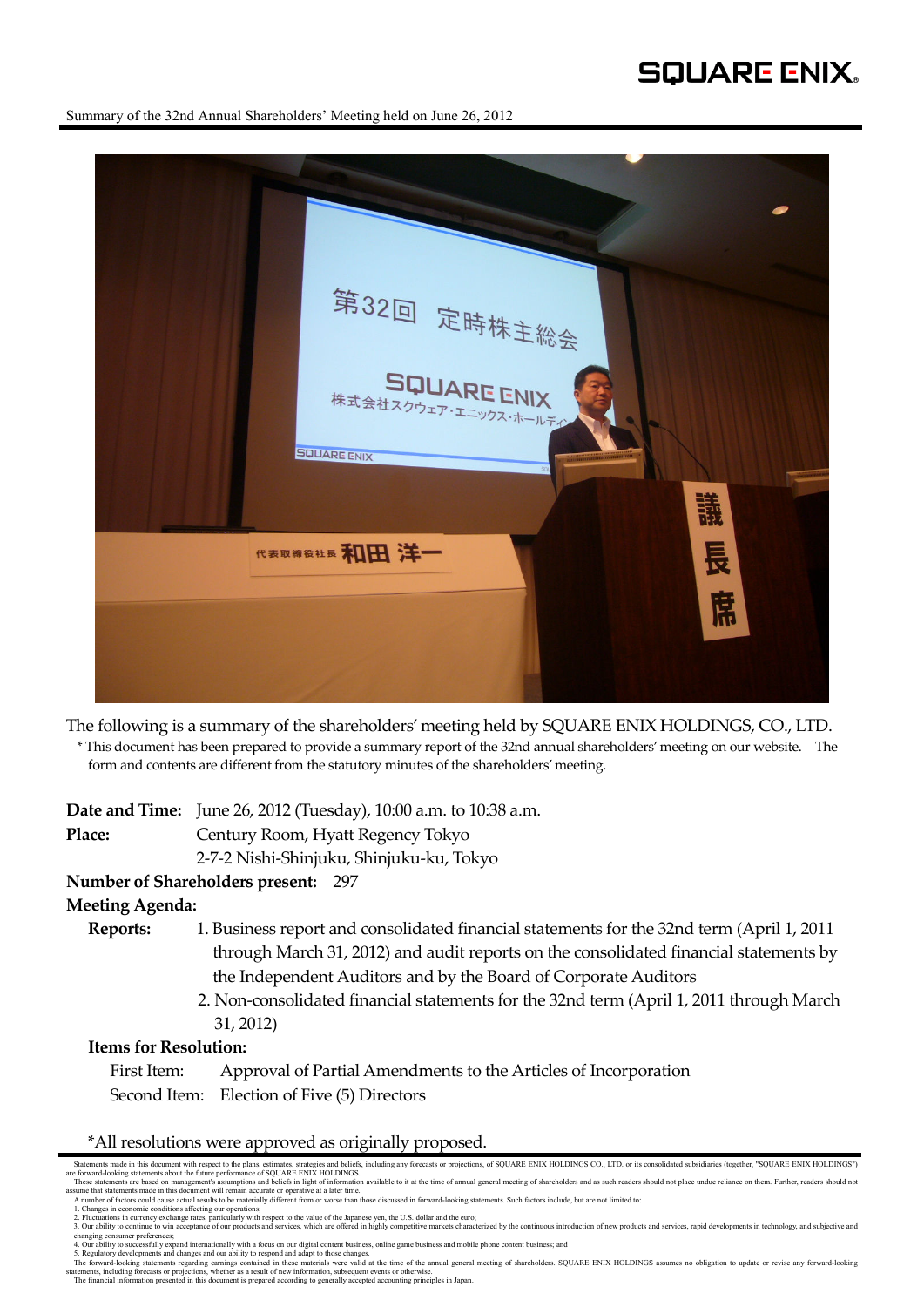Summary of the 32nd Annual Shareholders' Meeting held on June 26, 2012

The following is a summary of the shareholders' meeting held by SQUARE ENIX HOLDINGS, CO., LTD.

\* This document has been prepared to provide a summary report of the 32nd annual shareholders' meeting on our website. The form and contents are different from the statutory minutes of the shareholders' meeting.

**Date and Time:** June 26, 2012 (Tuesday), 10:00 a.m. to 10:38 a.m.

**Place:** Century Room, Hyatt Regency Tokyo
2-7-2 Nishi-Shinjuku, Shinjuku-ku, Tokyo

**Number of Shareholders present:** 297

**Meeting Agenda:**

**Reports:**

1. Business report and consolidated financial statements for the 32nd term (April 1, 2011 through March 31, 2012) and audit reports on the consolidated financial statements by the Independent Auditors and by the Board of Corporate Auditors
2. Non-consolidated financial statements for the 32nd term (April 1, 2011 through March 31, 2012)

**Items for Resolution:**

First Item: Approval of Partial Amendments to the Articles of Incorporation

Second Item: Election of Five (5) Directors

\*All resolutions were approved as originally proposed.

Statements made in this document with respect to the plans, estimates, strategies and beliefs, including any forecasts or projections, of SQUARE ENIX HOLDINGS CO., LTD. or its consolidated subsidiaries (together, "SQUARE ENIX HOLDINGS") are forward-looking statements about the future performance of SQUARE ENIX HOLDINGS.

These statements are based on management's assumptions and beliefs in light of information available to it at the time of annual general meeting of shareholders and as such readers should not place undue reliance on them. Further, readers should not assume that statements made in this document will remain accurate or operative at a later time.

A number of factors could cause actual results to be materially different from or worse than those discussed in forward-looking statements. Such factors include, but are not limited to:

1. Changes in economic conditions affecting our operations;
2. Fluctuations in currency exchange rates, particularly with respect to the value of the Japanese yen, the U.S. dollar and the euro;
3. Our ability to continue to win acceptance of our products and services, which are offered in highly competitive markets characterized by the continuous introduction of new products and services, rapid developments in technology, and subjective and changing consumer preferences;
4. Our ability to successfully expand internationally with a focus on our digital content business, online game business and mobile phone content business; and
5. Regulatory developments and changes and our ability to respond and adapt to those changes.

The forward-looking statements regarding earnings contained in these materials were valid at the time of the annual general meeting of shareholders. SQUARE ENIX HOLDINGS assumes no obligation to update or revise any forward-looking statements, including forecasts or projections, whether as a result of new information, subsequent events or otherwise.

The financial information presented in this document is prepared according to generally accepted accounting principles in Japan.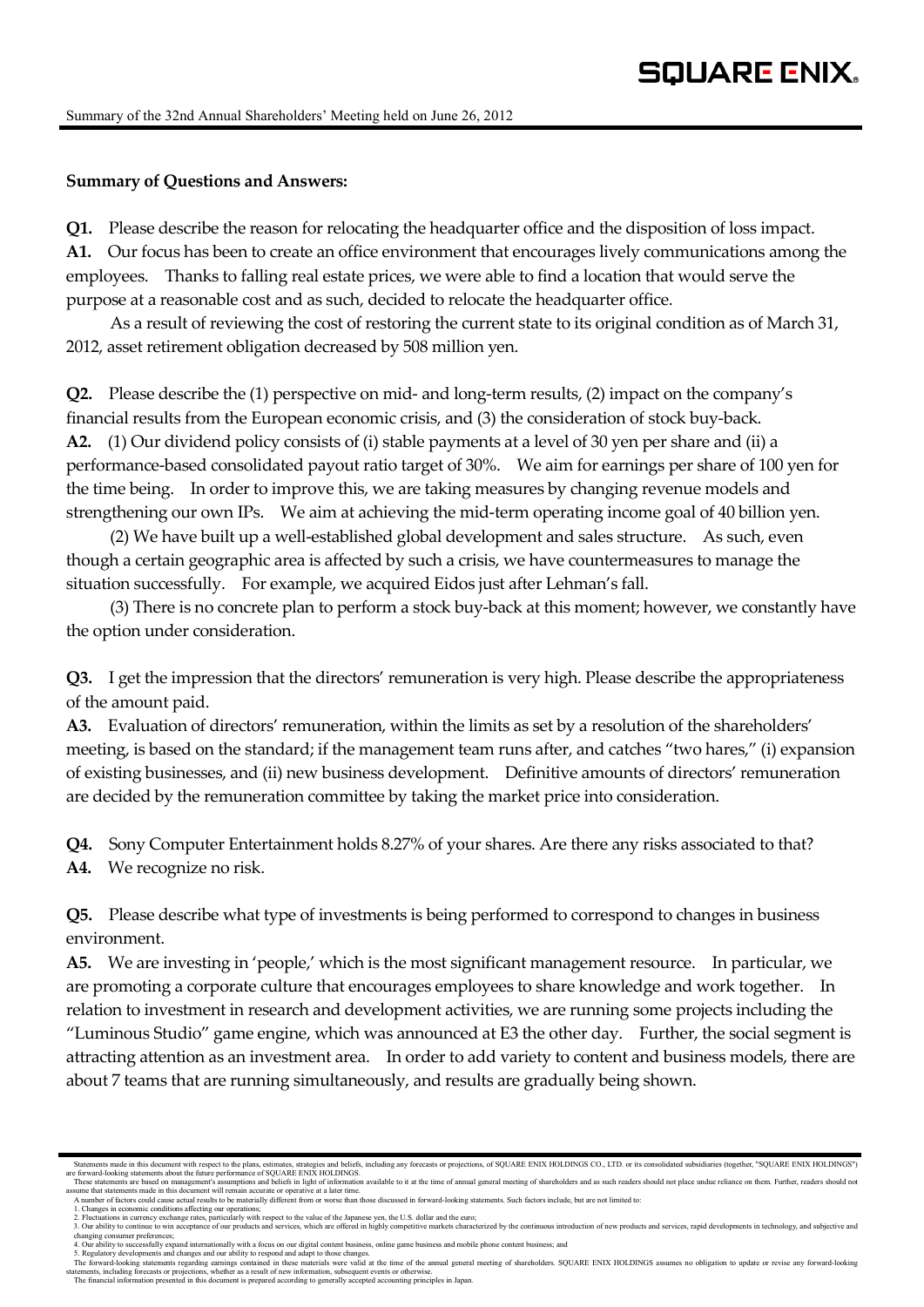**Summary of Questions and Answers:**

**Q1.** Please describe the reason for relocating the headquarter office and the disposition of loss impact.
**A1.** Our focus has been to create an office environment that encourages lively communications among the employees. Thanks to falling real estate prices, we were able to find a location that would serve the purpose at a reasonable cost and as such, decided to relocate the headquarter office.

As a result of reviewing the cost of restoring the current state to its original condition as of March 31, 2012, asset retirement obligation decreased by 508 million yen.

**Q2.** Please describe the (1) perspective on mid- and long-term results, (2) impact on the company's financial results from the European economic crisis, and (3) the consideration of stock buy-back.
**A2.** (1) Our dividend policy consists of (i) stable payments at a level of 30 yen per share and (ii) a performance-based consolidated payout ratio target of 30%. We aim for earnings per share of 100 yen for the time being. In order to improve this, we are taking measures by changing revenue models and strengthening our own IPs. We aim at achieving the mid-term operating income goal of 40 billion yen.

(2) We have built up a well-established global development and sales structure. As such, even though a certain geographic area is affected by such a crisis, we have countermeasures to manage the situation successfully. For example, we acquired Eidos just after Lehman's fall.

(3) There is no concrete plan to perform a stock buy-back at this moment; however, we constantly have the option under consideration.

**Q3.** I get the impression that the directors' remuneration is very high. Please describe the appropriateness of the amount paid.
**A3.** Evaluation of directors' remuneration, within the limits as set by a resolution of the shareholders' meeting, is based on the standard; if the management team runs after, and catches "two hares," (i) expansion of existing businesses, and (ii) new business development. Definitive amounts of directors' remuneration are decided by the remuneration committee by taking the market price into consideration.

**Q4.** Sony Computer Entertainment holds 8.27% of your shares. Are there any risks associated to that?
**A4.** We recognize no risk.

**Q5.** Please describe what type of investments is being performed to correspond to changes in business environment.
**A5.** We are investing in 'people,' which is the most significant management resource. In particular, we are promoting a corporate culture that encourages employees to share knowledge and work together. In relation to investment in research and development activities, we are running some projects including the "Luminous Studio" game engine, which was announced at E3 the other day. Further, the social segment is attracting attention as an investment area. In order to add variety to content and business models, there are about 7 teams that are running simultaneously, and results are gradually being shown.

Statements made in this document with respect to the plans, estimates, strategies and beliefs, including any forecasts or projections, of SQUARE ENIX HOLDINGS CO., LTD. or its consolidated subsidiaries (together, "SQUARE ENIX HOLDINGS") are forward-looking statements about the future performance of SQUARE ENIX HOLDINGS.
These statements are based on management's assumptions and beliefs in light of information available to it at the time of annual general meeting of shareholders and as such readers should not place undue reliance on them. Further, readers should not assume that statements made in this document will remain accurate or operative at a later time.
A number of factors could cause actual results to be materially different from or worse than those discussed in forward-looking statements. Such factors include, but are not limited to:
1. Changes in economic conditions affecting our operations;
2. Fluctuations in currency exchange rates, particularly with respect to the value of the Japanese yen, the U.S. dollar and the euro;
3. Our ability to continue to win acceptance of our products and services, which are offered in highly competitive markets characterized by the continuous introduction of new products and services, rapid developments in technology, and subjective and changing consumer preferences;
4. Our ability to successfully expand internationally with a focus on our digital content business, online game business and mobile phone content business; and
5. Regulatory developments and changes and our ability to respond and adapt to those changes.
The forward-looking statements regarding earnings contained in these materials were valid at the time of the annual general meeting of shareholders. SQUARE ENIX HOLDINGS assumes no obligation to update or revise any forward-looking statements, including forecasts or projections, whether as a result of new information, subsequent events or otherwise.
The financial information presented in this document is prepared according to generally accepted accounting principles in Japan.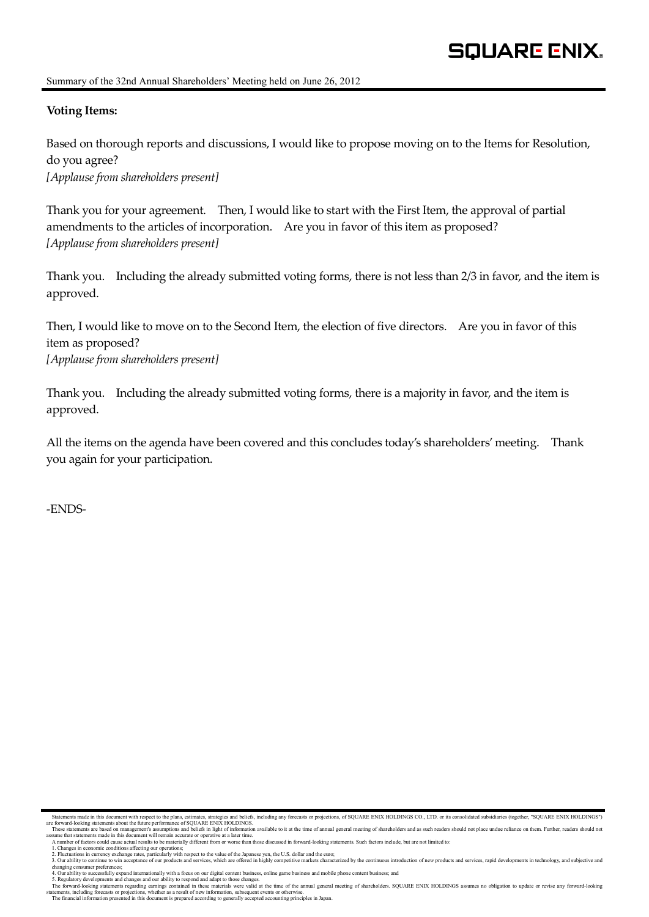**Voting Items:**

Based on thorough reports and discussions, I would like to propose moving on to the Items for Resolution, do you agree?
*[Applause from shareholders present]*

Thank you for your agreement. Then, I would like to start with the First Item, the approval of partial amendments to the articles of incorporation. Are you in favor of this item as proposed?
*[Applause from shareholders present]*

Thank you. Including the already submitted voting forms, there is not less than 2/3 in favor, and the item is approved.

Then, I would like to move on to the Second Item, the election of five directors. Are you in favor of this item as proposed?
*[Applause from shareholders present]*

Thank you. Including the already submitted voting forms, there is a majority in favor, and the item is approved.

All the items on the agenda have been covered and this concludes today's shareholders' meeting. Thank you again for your participation.

-ENDS-

Statements made in this document with respect to the plans, estimates, strategies and beliefs, including any forecasts or projections, of SQUARE ENIX HOLDINGS CO., LTD. or its consolidated subsidiaries (together, "SQUARE ENIX HOLDINGS") are forward-looking statements about the future performance of SQUARE ENIX HOLDINGS.
These statements are based on management's assumptions and beliefs in light of information available to it at the time of annual general meeting of shareholders and as such readers should not place undue reliance on them. Further, readers should not assume that statements made in this document will remain accurate or operative at a later time.
A number of factors could cause actual results to be materially different from or worse than those discussed in forward-looking statements. Such factors include, but are not limited to:
1. Changes in economic conditions affecting our operations;
2. Fluctuations in currency exchange rates, particularly with respect to the value of the Japanese yen, the U.S. dollar and the euro;
3. Our ability to continue to win acceptance of our products and services, which are offered in highly competitive markets characterized by the continuous introduction of new products and services, rapid developments in technology, and subjective and changing consumer preferences;
4. Our ability to successfully expand internationally with a focus on our digital content business, online game business and mobile phone content business; and
5. Regulatory developments and changes and our ability to respond and adapt to those changes.
The forward-looking statements regarding earnings contained in these materials were valid at the time of the annual general meeting of shareholders. SQUARE ENIX HOLDINGS assumes no obligation to update or revise any forward-looking statements, including forecasts or projections, whether as a result of new information, subsequent events or otherwise.
The financial information presented in this document is prepared according to generally accepted accounting principles in Japan.